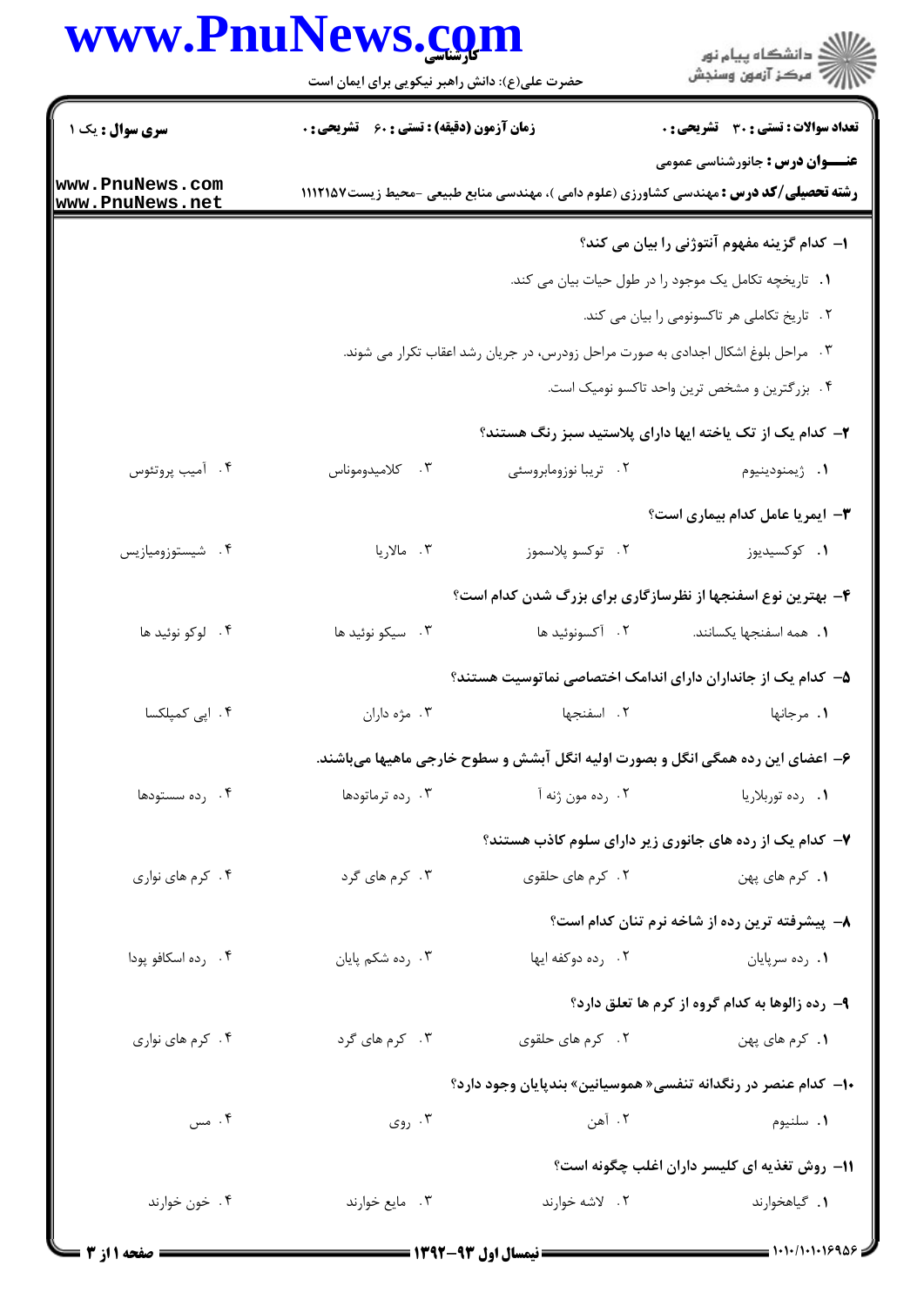**سری سوال :** یک ۱

**زمان آزمون (دقیقه) : تستی : ۶۰ تشریحی : ۰**

**تعداد سوالات : تستی : ۳۰ تشریحی : ۰**

**عنـــوان درس :** جانورشناسی عمومی

**رشته تحصیلی/کد درس :** مهندسی کشاورزی (علوم دامی )، مهندسی منابع طبیعی -محیط زیست۱۱۱۲۱۵۷

**۱-** کدام گزینه مفهوم آنتوژنی را بیان می کند؟

۱. تاریخچه تکامل یک موجود را در طول حیات بیان می کند.

۲. تاریخ تکاملی هر تاکسونومی را بیان می کند.

۳. مراحل بلوغ اشکال اجدادی به صورت مراحل زودرس، در جریان رشد اعقاب تکرار می شوند.

۴. بزرگترین و مشخص ترین واحد تاکسو نومیک است.

**۲-** کدام یک از تک یاخته ایها دارای پلاستید سبز رنگ هستند؟

۱. ژیمنودینیوم ۲. تریپا نوزومابروسئی ۳. کلامیدوموناس ۴. آمیب پروتئوس

**۳-** ایمریا عامل کدام بیماری است؟

۱. کوکسیدیوز ۲. توکسو پلاسموز ۳. مالاریا ۴. شیستوزومیازیس

**۴-** بهترین نوع اسفنجها از نظرسازگاری برای بزرگ شدن کدام است؟

۱. همه اسفنجها یکسانند. ۲. آکسونوئید ها ۳. سیکو نوئید ها ۴. لوکو نوئید ها

**۵-** کدام یک از جانداران دارای اندامک اختصاصی نماتوسیت هستند؟

۱. مرجانها ۲. اسفنجها ۳. مژه داران ۴. اپی کمپلکسا

**۶-** اعضای این رده همگی انگل و بصورت اولیه انگل آبشش و سطوح خارجی ماهیها می‌باشند.

۱. رده توربلاریا ۲. رده مون ژنه آ ۳. رده ترماتودها ۴. رده سستودها

**۷-** کدام یک از رده های جانوری زیر دارای سلوم کاذب هستند؟

۱. کرم های پهن ۲. کرم های حلقوی ۳. کرم های گرد ۴. کرم های نواری

**۸-** پیشرفته ترین رده از شاخه نرم تنان کدام است؟

۱. رده سرپایان ۲. رده دوکفه ایها ۳. رده شکم پایان ۴. رده اسکافو پودا

**۹-** رده زالوها به کدام گروه از کرم ها تعلق دارد؟

۱. کرم های پهن ۲. کرم های حلقوی ۳. کرم های گرد ۴. کرم های نواری

**۱۰-** کدام عنصر در رنگدانه تنفسی« هموسیانین» بندپایان وجود دارد؟

۱. سلنیوم ۲. آهن ۳. روی ۴. مس

**۱۱-** روش تغذیه ای کلیسر داران اغلب چگونه است؟

۱. گیاهخوارند ۲. لاشه خوارند ۳. مایع خوارند ۴. خون خوارند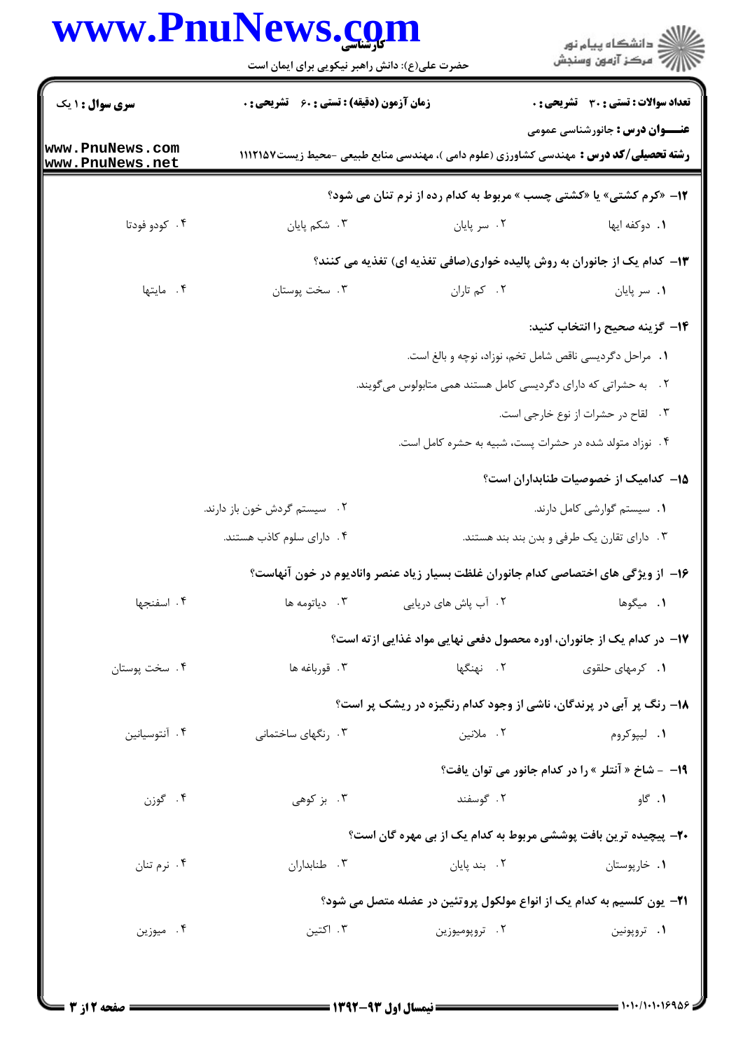**سری سوال :** ۱ یک | **زمان آزمون (دقیقه) : تستی :** ۶۰ **تشریحی :** ۰ | **تعداد سوالات : تستی :** ۳۰ **تشریحی :** ۰

**عنـــوان درس :** جانورشناسی عمومی

**رشته تحصیلی/کد درس :** مهندسی کشاورزی (علوم دامی )، مهندسی منابع طبیعی -محیط زیست۱۱۱۲۱۵۷

**۱۲- «کرم کشتی» یا «کشتی چسب » مربوط به کدام رده از نرم تنان می شود؟**

۱. دوکفه ایها
۲. سر پایان
۳. شکم پایان
۴. کودو فودتا

**۱۳- کدام یک از جانوران به روش پالیده خواری(صافی تغذیه ای) تغذیه می کنند؟**

۱. سر پایان
۲. کم تاران
۳. سخت پوستان
۴. مایتها

**۱۴- گزینه صحیح را انتخاب کنید:**

۱. مراحل دگردیسی ناقص شامل تخم، نوزاد، نوچه و بالغ است.
۲. به حشراتی که دارای دگردیسی کامل هستند همی متابولوس می‌گویند.
۳. لقاح در حشرات از نوع خارجی است.
۴. نوزاد متولد شده در حشرات پست، شبیه به حشره کامل است.

**۱۵- کدامیک از خصوصیات طنابداران است؟**

۱. سیستم گوارشی کامل دارند.
۲. سیستم گردش خون باز دارند.
۳. دارای تقارن یک طرفی و بدن بند بند هستند.
۴. دارای سلوم کاذب هستند.

**۱۶- از ویژگی های اختصاصی کدام جانوران غلظت بسیار زیاد عنصر وانادیوم در خون آنهاست؟**

۱. میگوها
۲. آب پاش های دریایی
۳. دیاتومه ها
۴. اسفنجها

**۱۷- در کدام یک از جانوران، اوره محصول دفعی نهایی مواد غذایی ازته است؟**

۱. کرمهای حلقوی
۲. نهنگها
۳. قورباغه ها
۴. سخت پوستان

**۱۸- رنگ پر آبی در پرندگان، ناشی از وجود کدام رنگیزه در ریشک پر است؟**

۱. لیپوکروم
۲. ملانین
۳. رنگهای ساختمانی
۴. آنتوسیانین

**۱۹- - شاخ « آنتلر » را در کدام جانور می توان یافت؟**

۱. گاو
۲. گوسفند
۳. بز کوهی
۴. گوزن

**۲۰- پیچیده ترین بافت پوششی مربوط به کدام یک از بی مهره گان است؟**

۱. خارپوستان
۲. بند پایان
۳. طنابداران
۴. نرم تنان

**۲۱- یون کلسیم به کدام یک از انواع مولکول پروتئین در عضله متصل می شود؟**

۱. تروپونین
۲. تروپومیوزین
۳. اکتین
۴. میوزین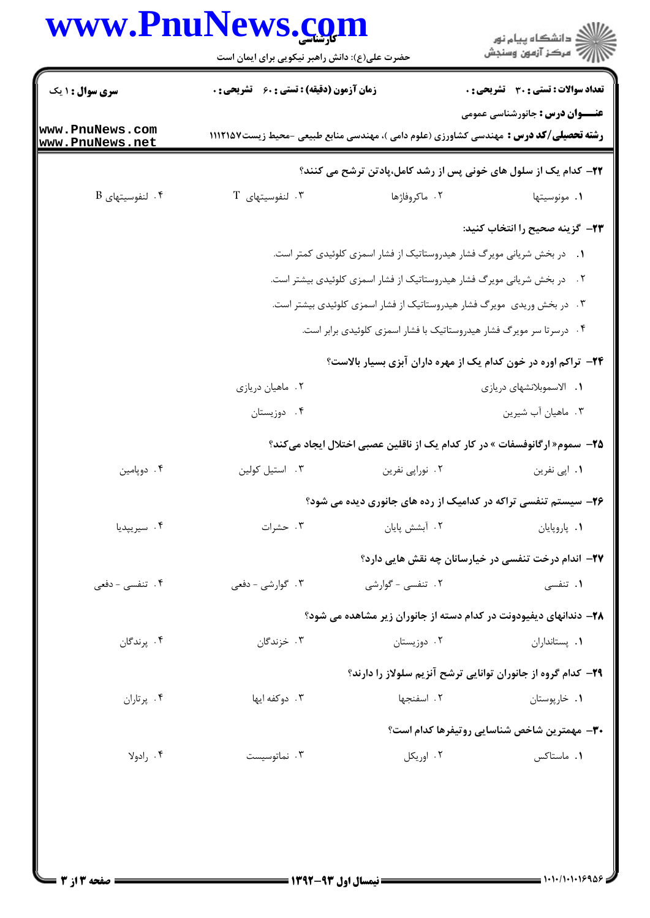**سری سوال :** ۱ یک

**زمان آزمون (دقیقه) : تستی :** ۶۰ **تشریحی :** ۰

**تعداد سوالات : تستی :** ۳۰ **تشریحی :** ۰

**عنـــوان درس :** جانورشناسی عمومی

**رشته تحصیلی/کد درس :** مهندسی کشاورزی (علوم دامی )، مهندسی منابع طبیعی -محیط زیست۱۱۱۲۱۵۷

۲۲- کدام یک از سلول های خونی پس از رشد کامل،پادتن ترشح می کنند؟

۱. مونوسیتها
۲. ماکروفاژها
۳. لنفوسیتهای T
۴. لنفوسیتهای B

۲۳- گزینه صحیح را انتخاب کنید:

۱. در بخش شریانی مویرگ فشار هیدروستاتیک از فشار اسمزی کلوئیدی کمتر است.
۲. در بخش شریانی مویرگ فشار هیدروستاتیک از فشار اسمزی کلوئیدی بیشتر است.
۳. در بخش وریدی مویرگ فشار هیدروستاتیک از فشار اسمزی کلوئیدی بیشتر است.
۴. درسرتا سر مویرگ فشار هیدروستاتیک با فشار اسمزی کلوئیدی برابر است.

۲۴- تراکم اوره در خون کدام یک از مهره داران آبزی بسیار بالاست؟

۱. الاسموبلانشهای دریازی
۲. ماهیان دریازی
۳. ماهیان آب شیرین
۴. دوزیستان

۲۵- سموم« ارگانوفسفات » در کار کدام یک از ناقلین عصبی اختلال ایجاد می‌کند؟

۱. اپی نفرین
۲. نوراپی نفرین
۳. استیل کولین
۴. دوپامین

۲۶- سیستم تنفسی تراکه در کدامیک از رده های جانوری دیده می شود؟

۱. پاروپایان
۲. آبشش پایان
۳. حشرات
۴. سیرپیدیا

۲۷- اندام درخت تنفسی در خیارسانان چه نقش هایی دارد؟

۱. تنفسی
۲. تنفسی - گوارشی
۳. گوارشی - دفعی
۴. تنفسی - دفعی

۲۸- دندانهای دیفیودونت در کدام دسته از جانوران زیر مشاهده می شود؟

۱. پستانداران
۲. دوزیستان
۳. خزندگان
۴. پرندگان

۲۹- کدام گروه از جانوران توانایی ترشح آنزیم سلولاز را دارند؟

۱. خارپوستان
۲. اسفنجها
۳. دوکفه ایها
۴. پرتاران

۳۰- مهمترین شاخص شناسایی روتیفرها کدام است؟

۱. ماستاکس
۲. اوریکل
۳. نماتوسیست
۴. رادولا